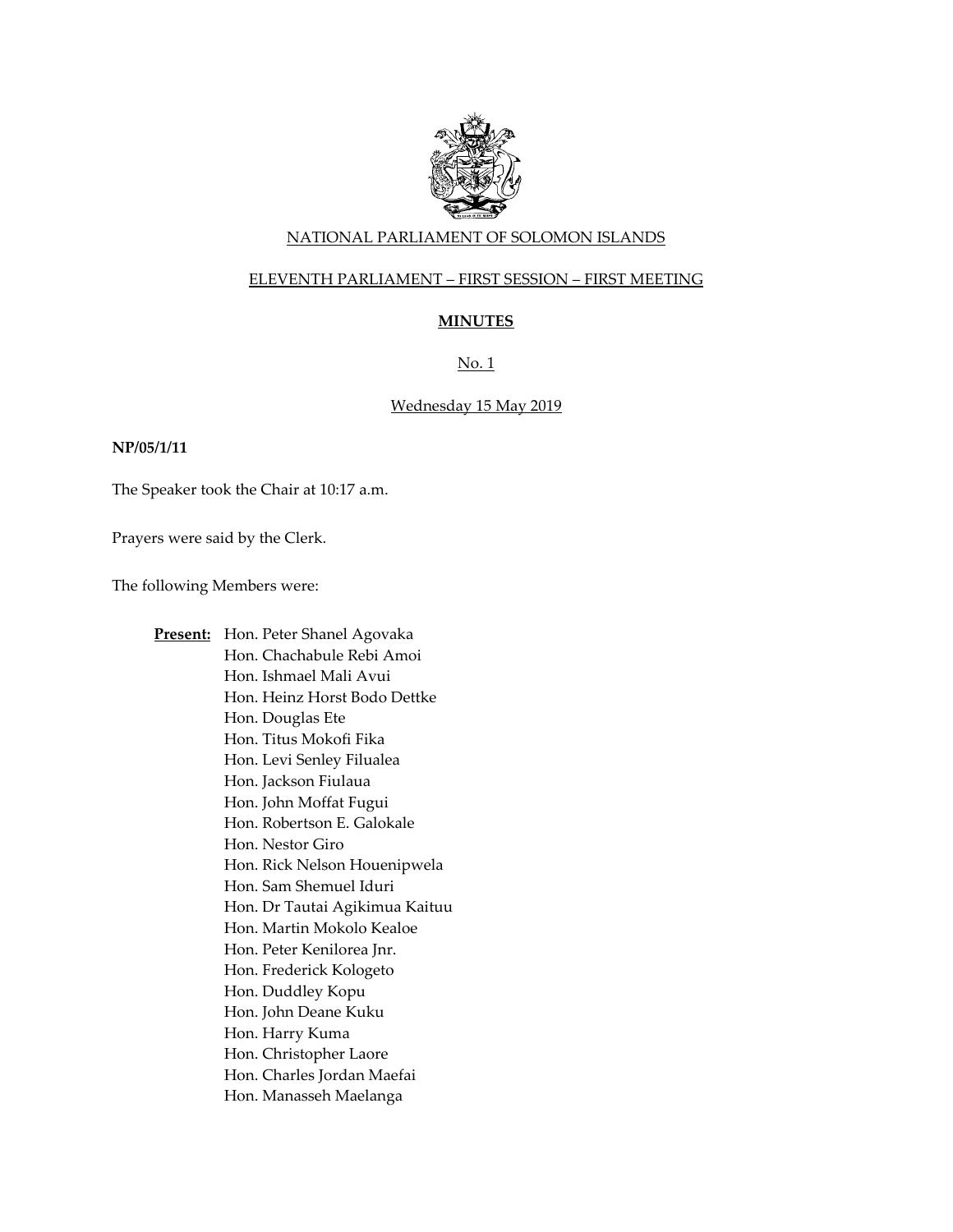NATIONAL PARLIAMENT OF SOLOMON ISLANDS

ELEVENTH PARLIAMENT – FIRST SESSION – FIRST MEETING

# MINUTES

No. 1

Wednesday 15 May 2019

**NP/05/1/11**

The Speaker took the Chair at 10:17 a.m.

Prayers were said by the Clerk.

The following Members were:

**Present:**
Hon. Peter Shanel Agovaka
Hon. Chachabule Rebi Amoi
Hon. Ishmael Mali Avui
Hon. Heinz Horst Bodo Dettke
Hon. Douglas Ete
Hon. Titus Mokofi Fika
Hon. Levi Senley Filualea
Hon. Jackson Fiulaua
Hon. John Moffat Fugui
Hon. Robertson E. Galokale
Hon. Nestor Giro
Hon. Rick Nelson Houenipwela
Hon. Sam Shemuel Iduri
Hon. Dr Tautai Agikimua Kaituu
Hon. Martin Mokolo Kealoe
Hon. Peter Kenilorea Jnr.
Hon. Frederick Kologeto
Hon. Duddley Kopu
Hon. John Deane Kuku
Hon. Harry Kuma
Hon. Christopher Laore
Hon. Charles Jordan Maefai
Hon. Manasseh Maelanga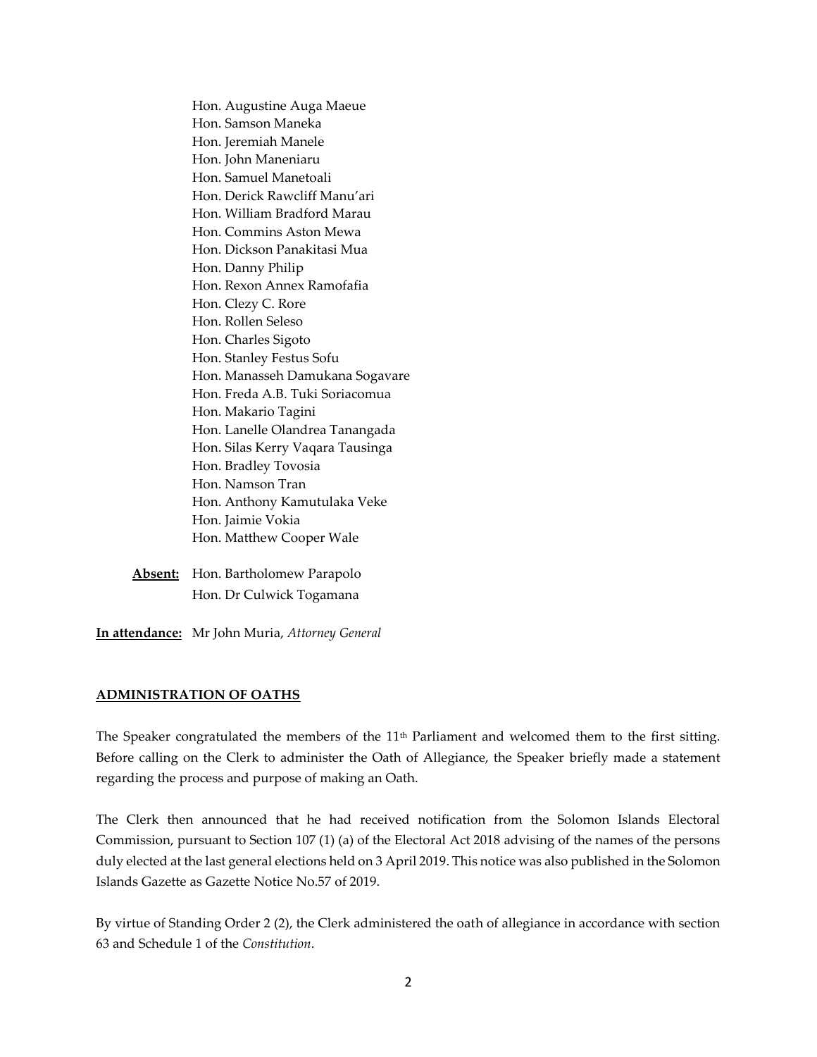Hon. Augustine Auga Maeue
Hon. Samson Maneka
Hon. Jeremiah Manele
Hon. John Maneniaru
Hon. Samuel Manetoali
Hon. Derick Rawcliff Manu'ari
Hon. William Bradford Marau
Hon. Commins Aston Mewa
Hon. Dickson Panakitasi Mua
Hon. Danny Philip
Hon. Rexon Annex Ramofafia
Hon. Clezy C. Rore
Hon. Rollen Seleso
Hon. Charles Sigoto
Hon. Stanley Festus Sofu
Hon. Manasseh Damukana Sogavare
Hon. Freda A.B. Tuki Soriacomua
Hon. Makario Tagini
Hon. Lanelle Olandrea Tanangada
Hon. Silas Kerry Vaqara Tausinga
Hon. Bradley Tovosia
Hon. Namson Tran
Hon. Anthony Kamutulaka Veke
Hon. Jaimie Vokia
Hon. Matthew Cooper Wale

**Absent:** Hon. Bartholomew Parapolo
Hon. Dr Culwick Togamana

**In attendance:** Mr John Muria, *Attorney General*

## ADMINISTRATION OF OATHS

The Speaker congratulated the members of the 11th Parliament and welcomed them to the first sitting. Before calling on the Clerk to administer the Oath of Allegiance, the Speaker briefly made a statement regarding the process and purpose of making an Oath.

The Clerk then announced that he had received notification from the Solomon Islands Electoral Commission, pursuant to Section 107 (1) (a) of the Electoral Act 2018 advising of the names of the persons duly elected at the last general elections held on 3 April 2019. This notice was also published in the Solomon Islands Gazette as Gazette Notice No.57 of 2019.

By virtue of Standing Order 2 (2), the Clerk administered the oath of allegiance in accordance with section 63 and Schedule 1 of the *Constitution*.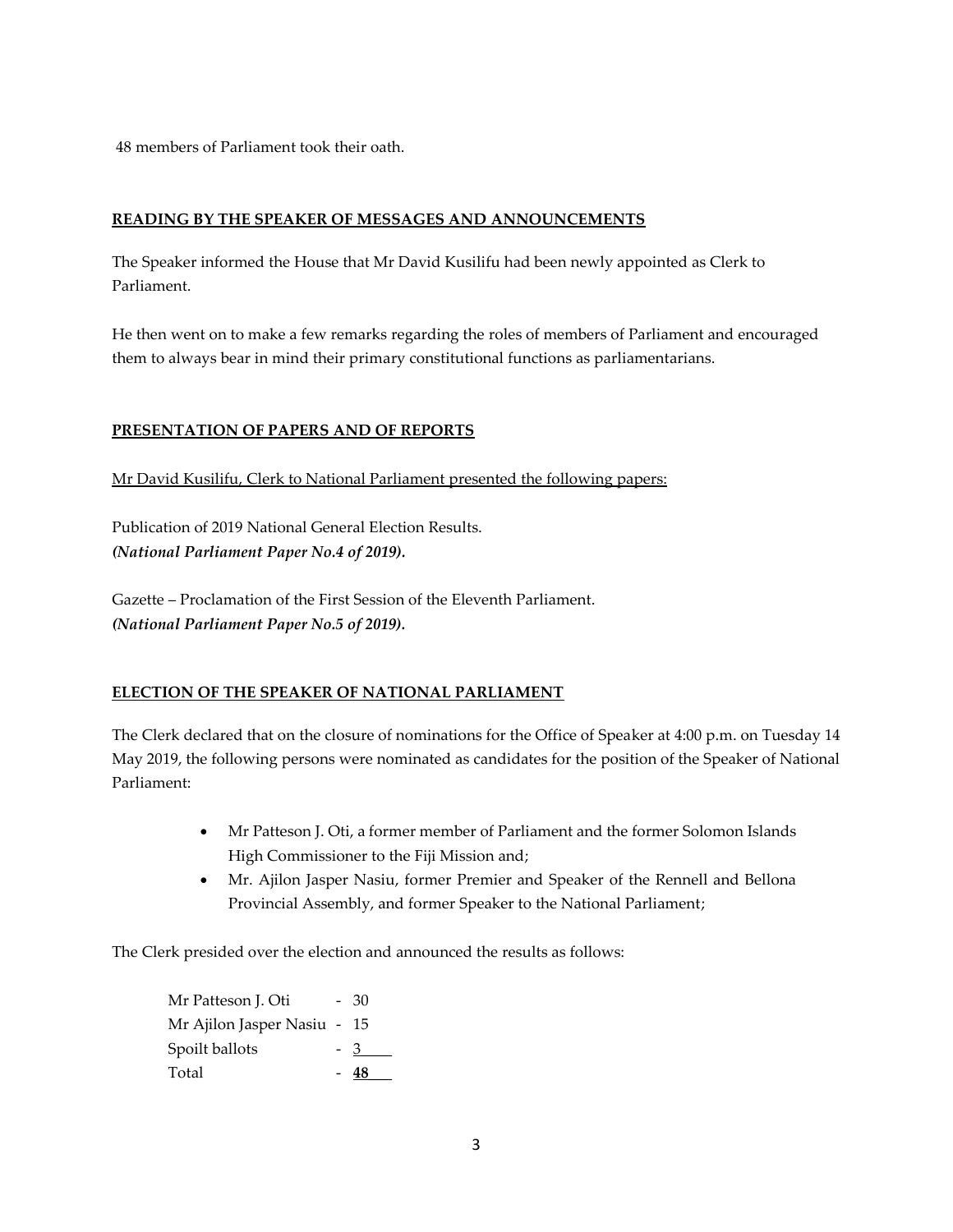48 members of Parliament took their oath.

## READING BY THE SPEAKER OF MESSAGES AND ANNOUNCEMENTS

The Speaker informed the House that Mr David Kusilifu had been newly appointed as Clerk to Parliament.

He then went on to make a few remarks regarding the roles of members of Parliament and encouraged them to always bear in mind their primary constitutional functions as parliamentarians.

## PRESENTATION OF PAPERS AND OF REPORTS

Mr David Kusilifu, Clerk to National Parliament presented the following papers:

Publication of 2019 National General Election Results.
***(National Parliament Paper No.4 of 2019).***

Gazette – Proclamation of the First Session of the Eleventh Parliament.
***(National Parliament Paper No.5 of 2019).***

## ELECTION OF THE SPEAKER OF NATIONAL PARLIAMENT

The Clerk declared that on the closure of nominations for the Office of Speaker at 4:00 p.m. on Tuesday 14 May 2019, the following persons were nominated as candidates for the position of the Speaker of National Parliament:

- Mr Patteson J. Oti, a former member of Parliament and the former Solomon Islands High Commissioner to the Fiji Mission and;
- Mr. Ajilon Jasper Nasiu, former Premier and Speaker of the Rennell and Bellona Provincial Assembly, and former Speaker to the National Parliament;

The Clerk presided over the election and announced the results as follows:

| | | |
|---|---|---|
| Mr Patteson J. Oti | - | 30 |
| Mr Ajilon Jasper Nasiu | - | 15 |
| Spoilt ballots | - | 3 |
| Total | - | **48** |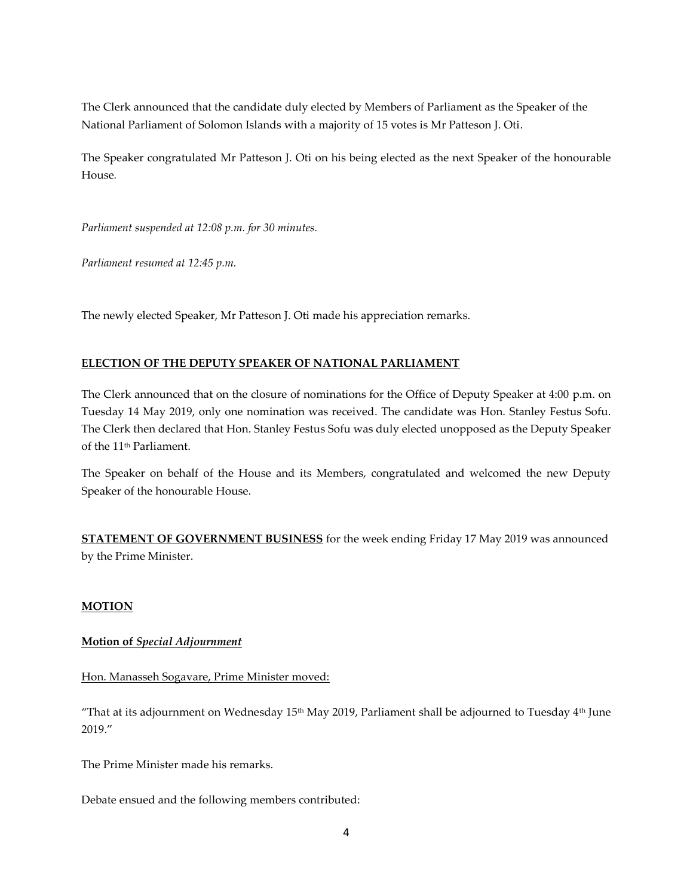The Clerk announced that the candidate duly elected by Members of Parliament as the Speaker of the National Parliament of Solomon Islands with a majority of 15 votes is Mr Patteson J. Oti.

The Speaker congratulated Mr Patteson J. Oti on his being elected as the next Speaker of the honourable House.

*Parliament suspended at 12:08 p.m. for 30 minutes.*

*Parliament resumed at 12:45 p.m.*

The newly elected Speaker, Mr Patteson J. Oti made his appreciation remarks.

**ELECTION OF THE DEPUTY SPEAKER OF NATIONAL PARLIAMENT**

The Clerk announced that on the closure of nominations for the Office of Deputy Speaker at 4:00 p.m. on Tuesday 14 May 2019, only one nomination was received. The candidate was Hon. Stanley Festus Sofu. The Clerk then declared that Hon. Stanley Festus Sofu was duly elected unopposed as the Deputy Speaker of the 11th Parliament.

The Speaker on behalf of the House and its Members, congratulated and welcomed the new Deputy Speaker of the honourable House.

**STATEMENT OF GOVERNMENT BUSINESS** for the week ending Friday 17 May 2019 was announced by the Prime Minister.

**MOTION**

**Motion of *Special Adjournment***

Hon. Manasseh Sogavare, Prime Minister moved:

"That at its adjournment on Wednesday 15th May 2019, Parliament shall be adjourned to Tuesday 4th June 2019."

The Prime Minister made his remarks.

Debate ensued and the following members contributed: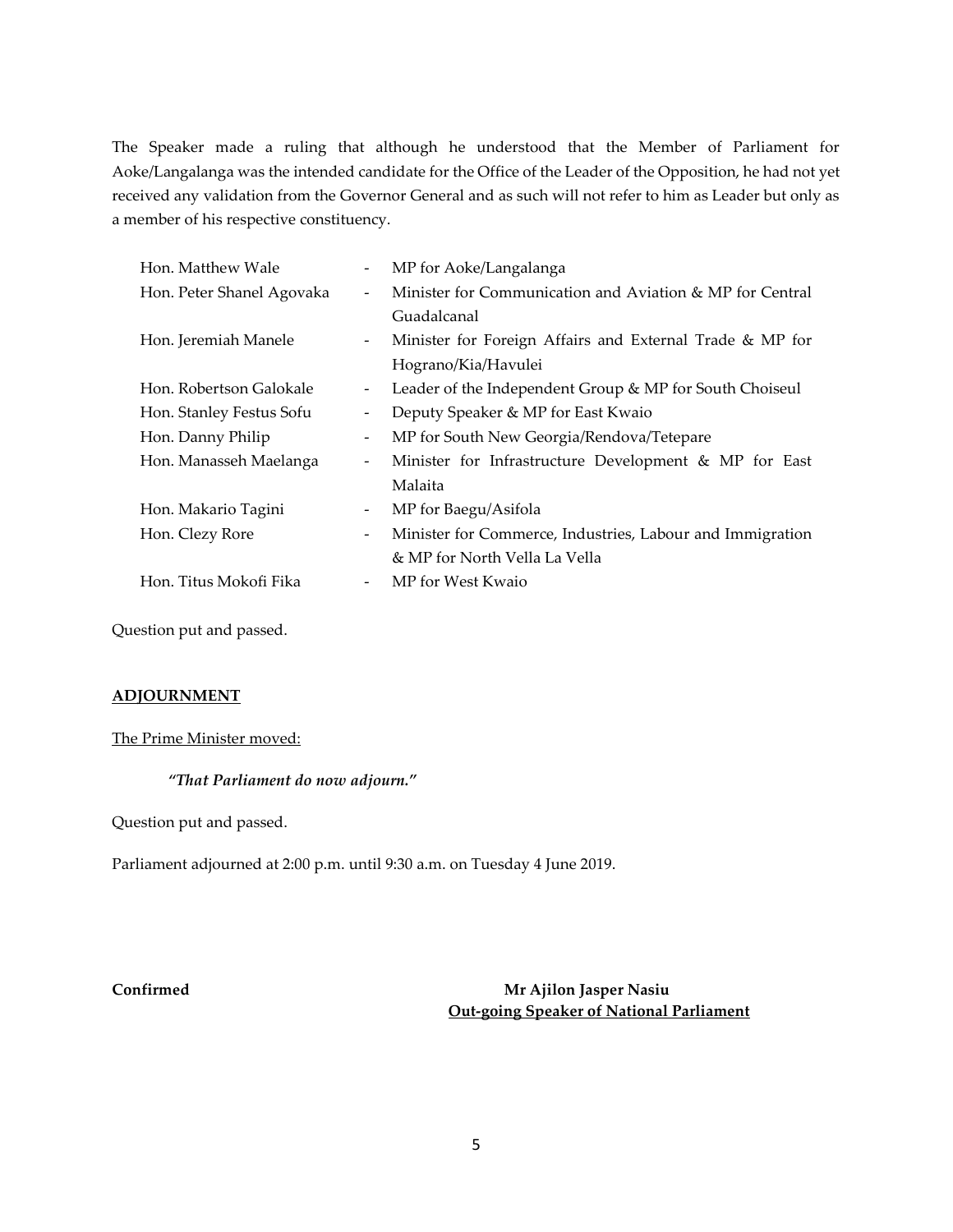The Speaker made a ruling that although he understood that the Member of Parliament for Aoke/Langalanga was the intended candidate for the Office of the Leader of the Opposition, he had not yet received any validation from the Governor General and as such will not refer to him as Leader but only as a member of his respective constituency.

| | | |
|---|---|---|
| Hon. Matthew Wale | - | MP for Aoke/Langalanga |
| Hon. Peter Shanel Agovaka | - | Minister for Communication and Aviation & MP for Central Guadalcanal |
| Hon. Jeremiah Manele | - | Minister for Foreign Affairs and External Trade & MP for Hograno/Kia/Havulei |
| Hon. Robertson Galokale | - | Leader of the Independent Group & MP for South Choiseul |
| Hon. Stanley Festus Sofu | - | Deputy Speaker & MP for East Kwaio |
| Hon. Danny Philip | - | MP for South New Georgia/Rendova/Tetepare |
| Hon. Manasseh Maelanga | - | Minister for Infrastructure Development & MP for East Malaita |
| Hon. Makario Tagini | - | MP for Baegu/Asifola |
| Hon. Clezy Rore | - | Minister for Commerce, Industries, Labour and Immigration & MP for North Vella La Vella |
| Hon. Titus Mokofi Fika | - | MP for West Kwaio |

Question put and passed.

**ADJOURNMENT**

The Prime Minister moved:

> ***"That Parliament do now adjourn."***

Question put and passed.

Parliament adjourned at 2:00 p.m. until 9:30 a.m. on Tuesday 4 June 2019.

**Confirmed**

**Mr Ajilon Jasper Nasiu**
**Out-going Speaker of National Parliament**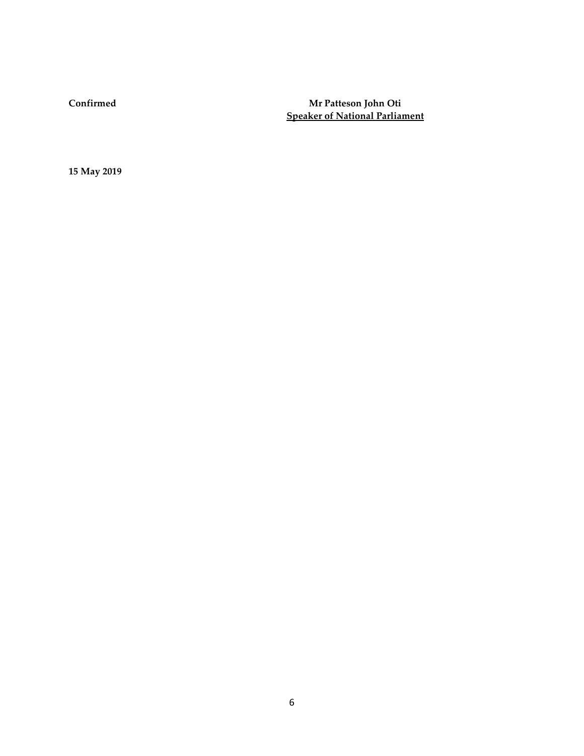**Confirmed** **Mr Patteson John Oti**
**Speaker of National Parliament**

**15 May 2019**